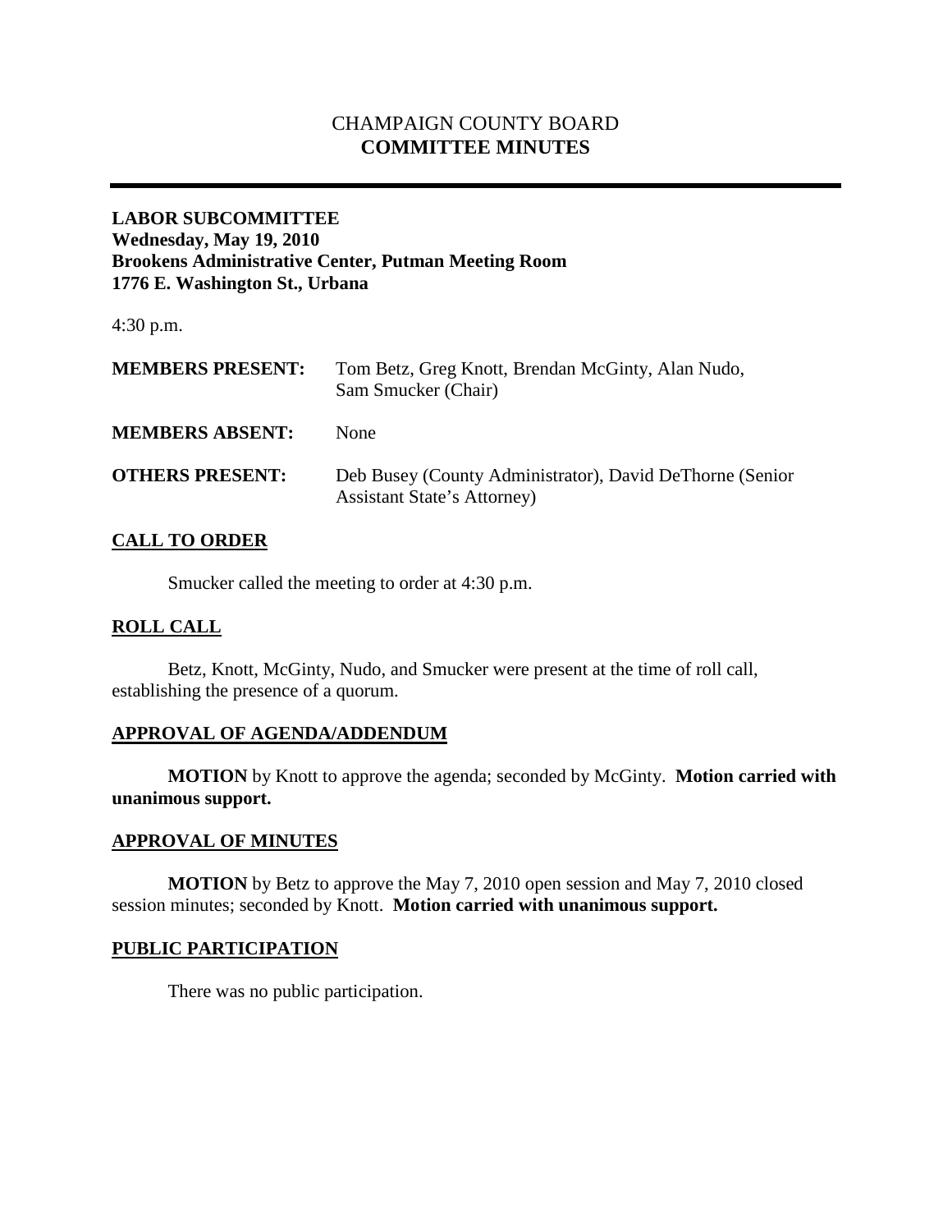# CHAMPAIGN COUNTY BOARD
# COMMITTEE MINUTES

---

**LABOR SUBCOMMITTEE**
**Wednesday, May 19, 2010**
**Brookens Administrative Center, Putman Meeting Room**
**1776 E. Washington St., Urbana**

4:30 p.m.

**MEMBERS PRESENT:** Tom Betz, Greg Knott, Brendan McGinty, Alan Nudo, Sam Smucker (Chair)

**MEMBERS ABSENT:** None

**OTHERS PRESENT:** Deb Busey (County Administrator), David DeThorne (Senior Assistant State's Attorney)

## CALL TO ORDER

Smucker called the meeting to order at 4:30 p.m.

## ROLL CALL

Betz, Knott, McGinty, Nudo, and Smucker were present at the time of roll call, establishing the presence of a quorum.

## APPROVAL OF AGENDA/ADDENDUM

**MOTION** by Knott to approve the agenda; seconded by McGinty. **Motion carried with unanimous support.**

## APPROVAL OF MINUTES

**MOTION** by Betz to approve the May 7, 2010 open session and May 7, 2010 closed session minutes; seconded by Knott. **Motion carried with unanimous support.**

## PUBLIC PARTICIPATION

There was no public participation.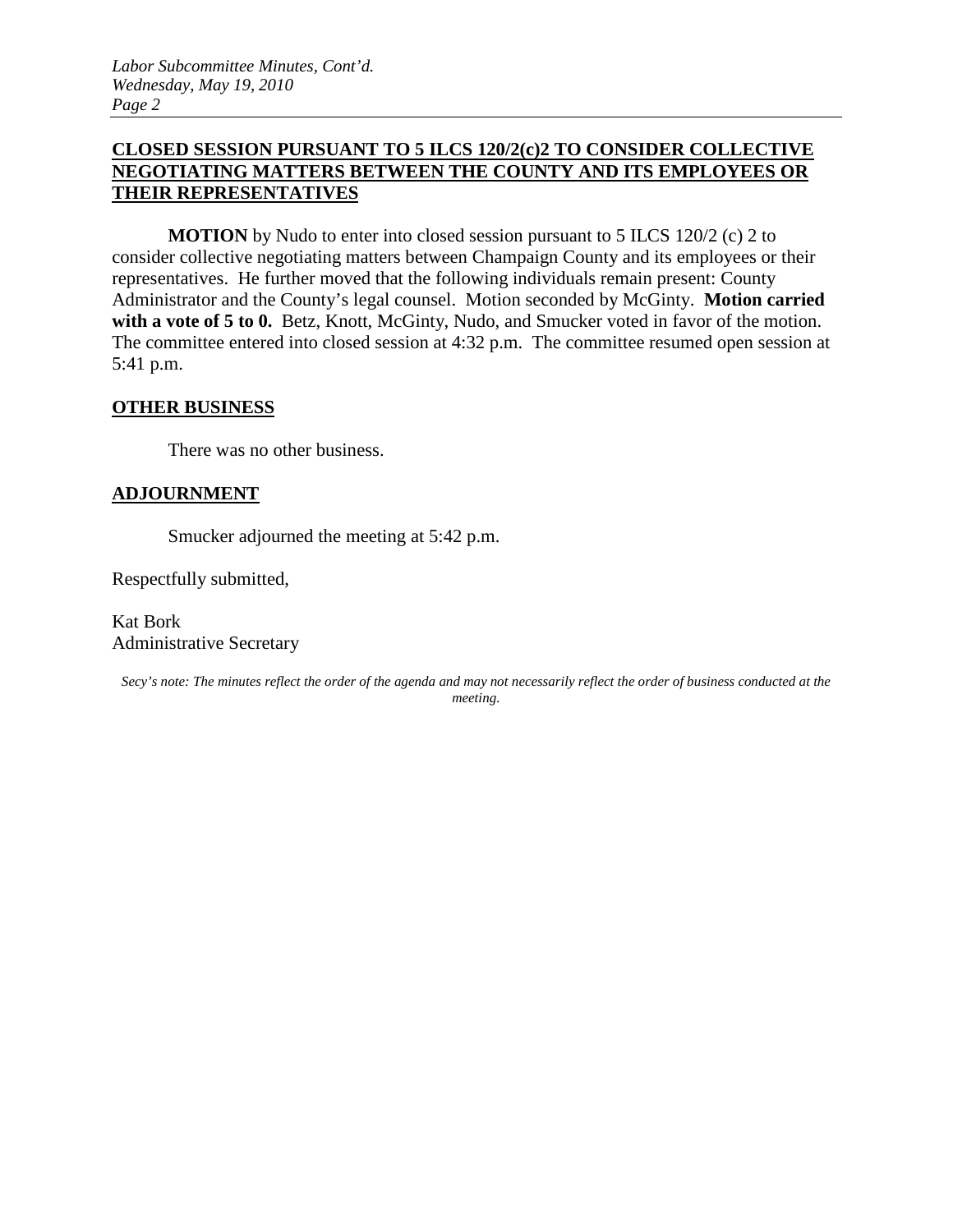## CLOSED SESSION PURSUANT TO 5 ILCS 120/2(c)2 TO CONSIDER COLLECTIVE NEGOTIATING MATTERS BETWEEN THE COUNTY AND ITS EMPLOYEES OR THEIR REPRESENTATIVES

**MOTION** by Nudo to enter into closed session pursuant to 5 ILCS 120/2 (c) 2 to consider collective negotiating matters between Champaign County and its employees or their representatives. He further moved that the following individuals remain present: County Administrator and the County's legal counsel. Motion seconded by McGinty. **Motion carried with a vote of 5 to 0.** Betz, Knott, McGinty, Nudo, and Smucker voted in favor of the motion. The committee entered into closed session at 4:32 p.m. The committee resumed open session at 5:41 p.m.

## OTHER BUSINESS

There was no other business.

## ADJOURNMENT

Smucker adjourned the meeting at 5:42 p.m.

Respectfully submitted,

Kat Bork
Administrative Secretary

*Secy's note: The minutes reflect the order of the agenda and may not necessarily reflect the order of business conducted at the meeting.*